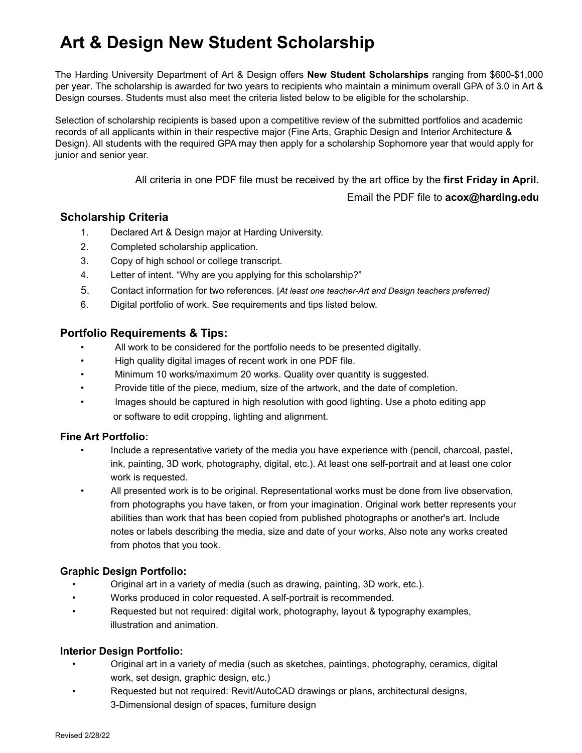# Art & Design New Student Scholarship

The Harding University Department of Art & Design offers **New Student Scholarships** ranging from $600-$1,000 per year. The scholarship is awarded for two years to recipients who maintain a minimum overall GPA of 3.0 in Art & Design courses. Students must also meet the criteria listed below to be eligible for the scholarship.

Selection of scholarship recipients is based upon a competitive review of the submitted portfolios and academic records of all applicants within in their respective major (Fine Arts, Graphic Design and Interior Architecture & Design). All students with the required GPA may then apply for a scholarship Sophomore year that would apply for junior and senior year.

All criteria in one PDF file must be received by the art office by the **first Friday in April.**

Email the PDF file to **acox@harding.edu**

## Scholarship Criteria

1. Declared Art & Design major at Harding University.
2. Completed scholarship application.
3. Copy of high school or college transcript.
4. Letter of intent. "Why are you applying for this scholarship?"
5. Contact information for two references. [*At least one teacher-Art and Design teachers preferred]*
6. Digital portfolio of work. See requirements and tips listed below.

## Portfolio Requirements & Tips:

- All work to be considered for the portfolio needs to be presented digitally.
- High quality digital images of recent work in one PDF file.
- Minimum 10 works/maximum 20 works. Quality over quantity is suggested.
- Provide title of the piece, medium, size of the artwork, and the date of completion.
- Images should be captured in high resolution with good lighting. Use a photo editing app or software to edit cropping, lighting and alignment.

### Fine Art Portfolio:

- Include a representative variety of the media you have experience with (pencil, charcoal, pastel, ink, painting, 3D work, photography, digital, etc.). At least one self-portrait and at least one color work is requested.
- All presented work is to be original. Representational works must be done from live observation, from photographs you have taken, or from your imagination. Original work better represents your abilities than work that has been copied from published photographs or another's art. Include notes or labels describing the media, size and date of your works, Also note any works created from photos that you took.

### Graphic Design Portfolio:

- Original art in a variety of media (such as drawing, painting, 3D work, etc.).
- Works produced in color requested. A self-portrait is recommended.
- Requested but not required: digital work, photography, layout & typography examples, illustration and animation.

### Interior Design Portfolio:

- Original art in a variety of media (such as sketches, paintings, photography, ceramics, digital work, set design, graphic design, etc.)
- Requested but not required: Revit/AutoCAD drawings or plans, architectural designs, 3-Dimensional design of spaces, furniture design

Revised 2/28/22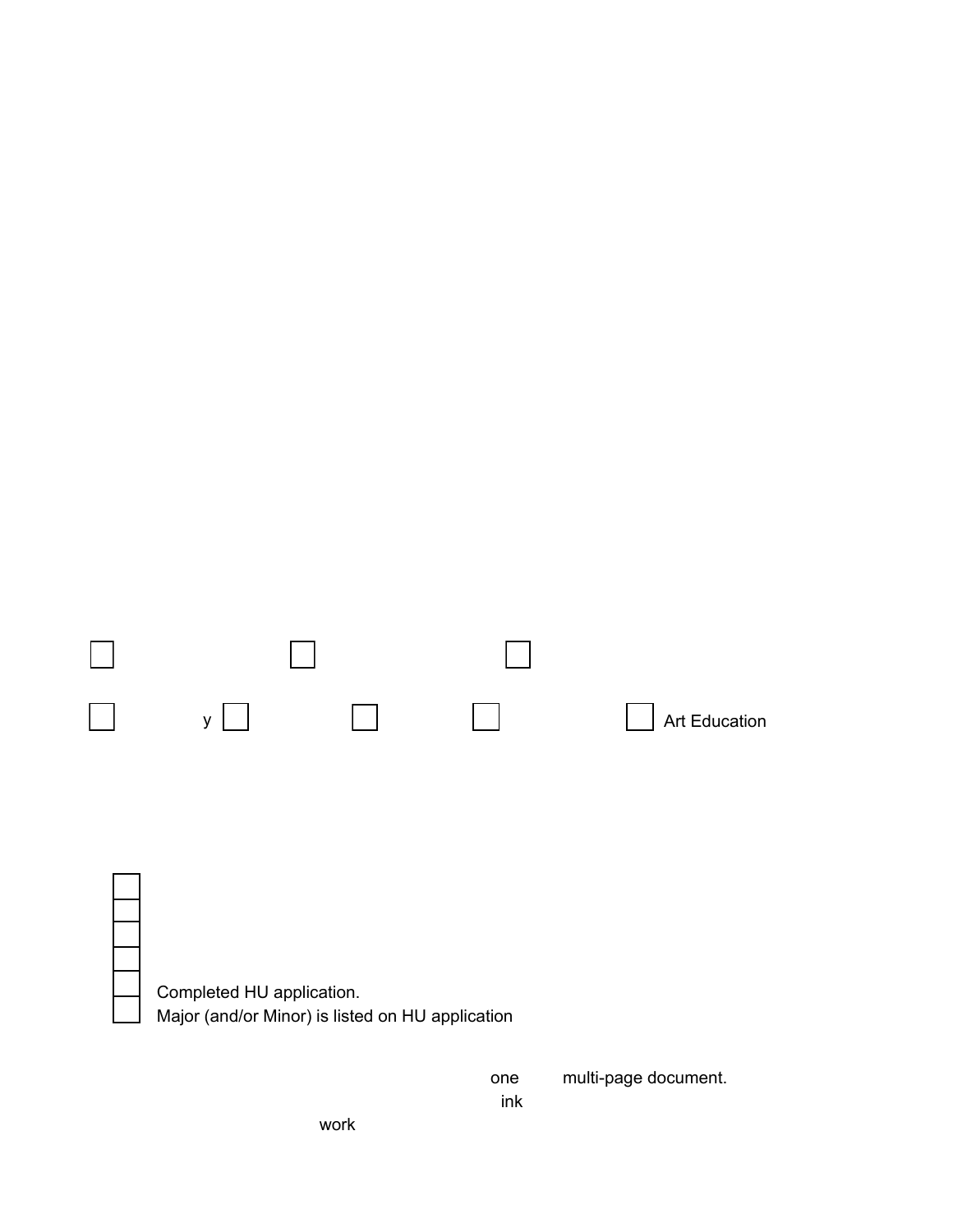☐ ☐ ☐

☐ y ☐ ☐ ☐ ☐ Art Education

☐
☐
☐
☐
☐ Completed HU application.
☐ Major (and/or Minor) is listed on HU application

one multi-page document.

ink

work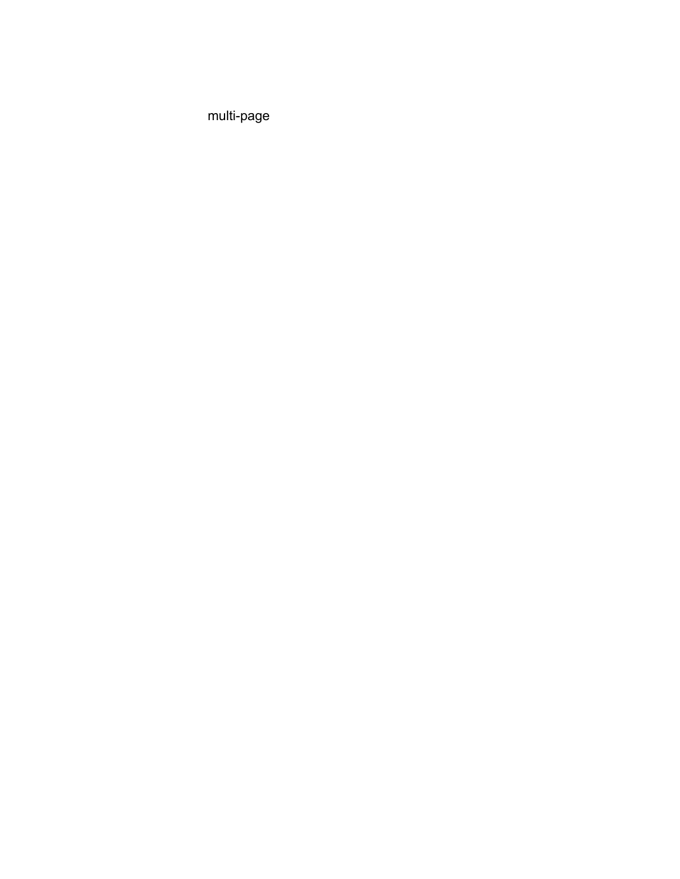multi-page